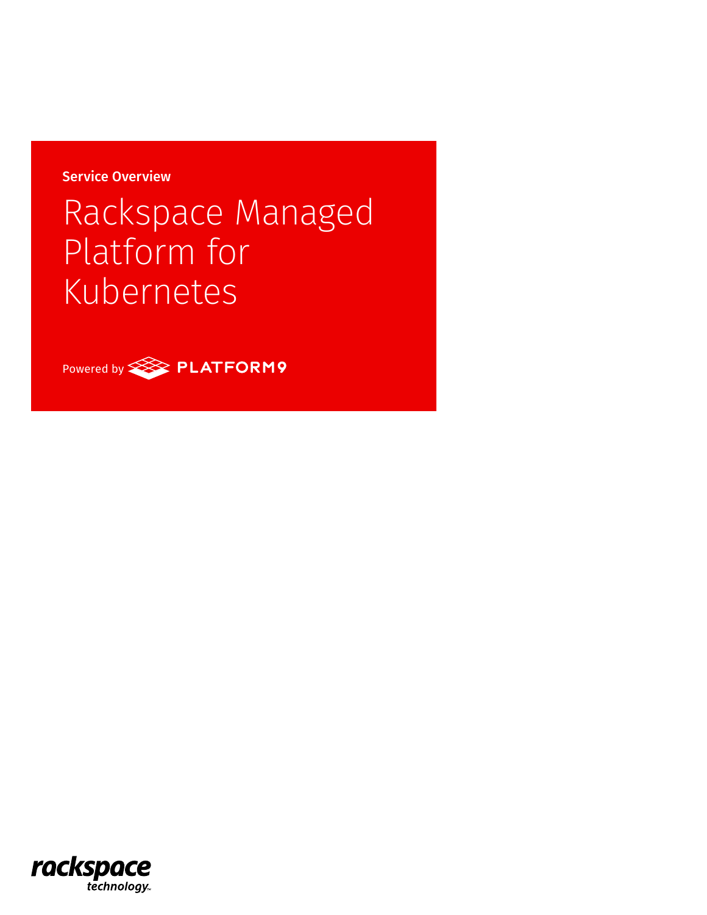**Service Overview**

# Rackspace Managed Platform for Kubernetes

Powered by PLATFORM9

rackspace technology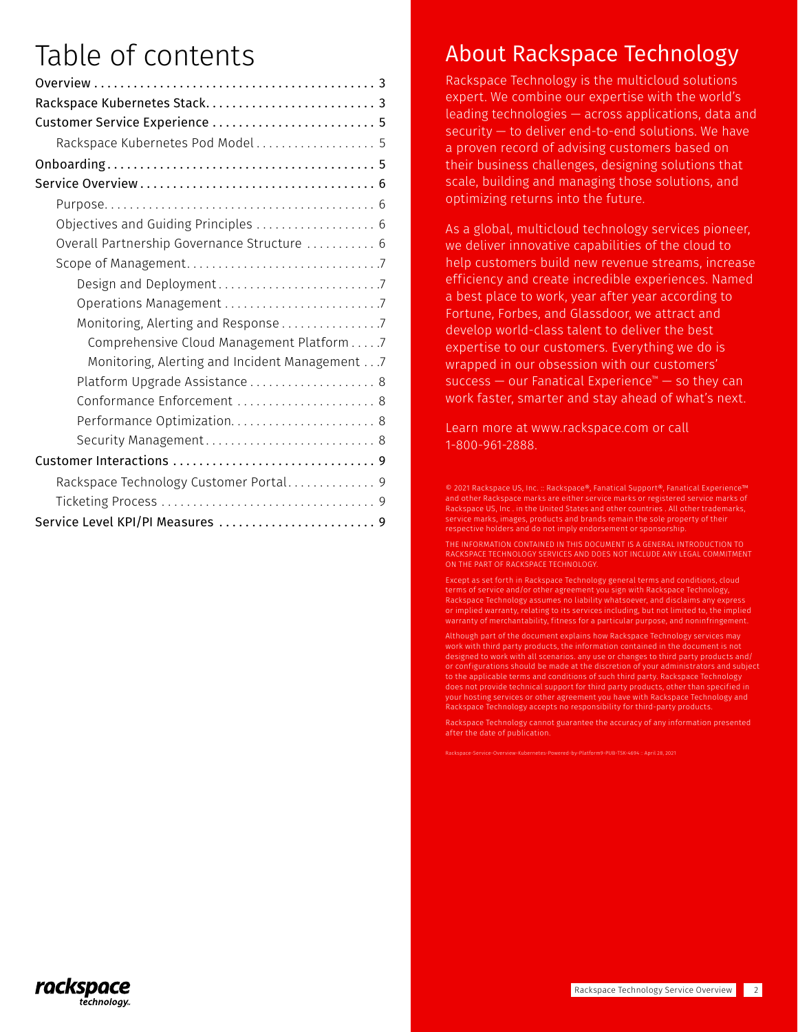# Table of contents

- Overview ... 3
- Rackspace Kubernetes Stack ... 3
- Customer Service Experience ... 5
  - Rackspace Kubernetes Pod Model ... 5
- Onboarding ... 5
- Service Overview ... 6
  - Purpose ... 6
  - Objectives and Guiding Principles ... 6
  - Overall Partnership Governance Structure ... 6
  - Scope of Management ... 7
    - Design and Deployment ... 7
    - Operations Management ... 7
    - Monitoring, Alerting and Response ... 7
      - Comprehensive Cloud Management Platform ... 7
      - Monitoring, Alerting and Incident Management ... 7
    - Platform Upgrade Assistance ... 8
    - Conformance Enforcement ... 8
    - Performance Optimization ... 8
    - Security Management ... 8
- Customer Interactions ... 9
  - Rackspace Technology Customer Portal ... 9
  - Ticketing Process ... 9
- Service Level KPI/PI Measures ... 9

# About Rackspace Technology

Rackspace Technology is the multicloud solutions expert. We combine our expertise with the world's leading technologies — across applications, data and security — to deliver end-to-end solutions. We have a proven record of advising customers based on their business challenges, designing solutions that scale, building and managing those solutions, and optimizing returns into the future.

As a global, multicloud technology services pioneer, we deliver innovative capabilities of the cloud to help customers build new revenue streams, increase efficiency and create incredible experiences. Named a best place to work, year after year according to Fortune, Forbes, and Glassdoor, we attract and develop world-class talent to deliver the best expertise to our customers. Everything we do is wrapped in our obsession with our customers' success — our Fanatical Experience™ — so they can work faster, smarter and stay ahead of what's next.

Learn more at www.rackspace.com or call 1-800-961-2888.

© 2021 Rackspace US, Inc. :: Rackspace®, Fanatical Support®, Fanatical Experience™ and other Rackspace marks are either service marks or registered service marks of Rackspace US, Inc . in the United States and other countries . All other trademarks, service marks, images, products and brands remain the sole property of their respective holders and do not imply endorsement or sponsorship.

THE INFORMATION CONTAINED IN THIS DOCUMENT IS A GENERAL INTRODUCTION TO RACKSPACE TECHNOLOGY SERVICES AND DOES NOT INCLUDE ANY LEGAL COMMITMENT ON THE PART OF RACKSPACE TECHNOLOGY.

Except as set forth in Rackspace Technology general terms and conditions, cloud terms of service and/or other agreement you sign with Rackspace Technology, Rackspace Technology assumes no liability whatsoever, and disclaims any express or implied warranty, relating to its services including, but not limited to, the implied warranty of merchantability, fitness for a particular purpose, and noninfringement.

Although part of the document explains how Rackspace Technology services may work with third party products, the information contained in the document is not designed to work with all scenarios. any use or changes to third party products and/ or configurations should be made at the discretion of your administrators and subject to the applicable terms and conditions of such third party. Rackspace Technology does not provide technical support for third party products, other than specified in your hosting services or other agreement you have with Rackspace Technology and Rackspace Technology accepts no responsibility for third-party products.

Rackspace Technology cannot guarantee the accuracy of any information presented after the date of publication.

Rackspace-Service-Overview-Kubernetes-Powered-by-Platform9-PUB-TSK-4694 :: April 28, 2021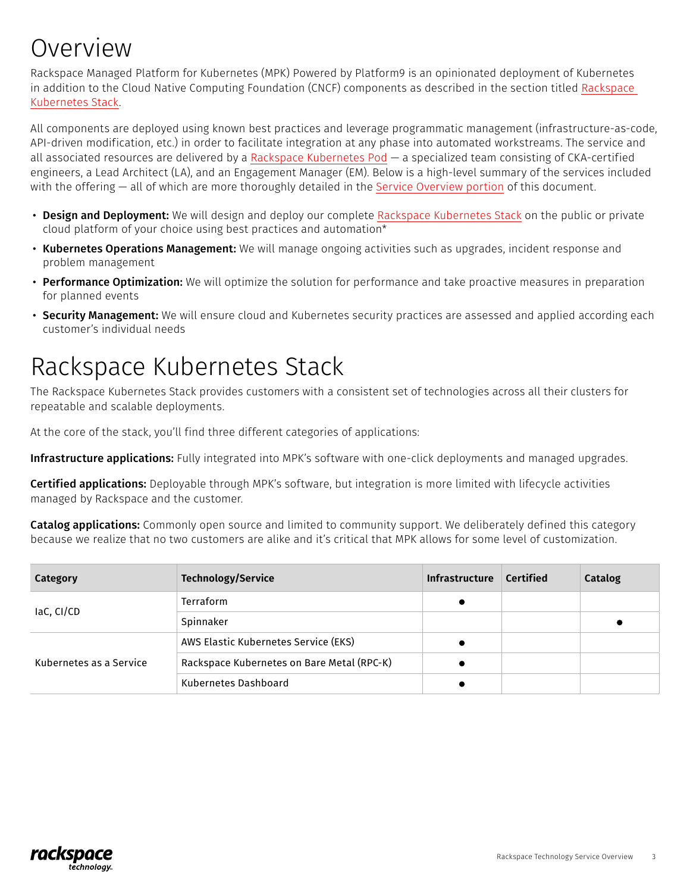# Overview

Rackspace Managed Platform for Kubernetes (MPK) Powered by Platform9 is an opinionated deployment of Kubernetes in addition to the Cloud Native Computing Foundation (CNCF) components as described in the section titled Rackspace Kubernetes Stack.

All components are deployed using known best practices and leverage programmatic management (infrastructure-as-code, API-driven modification, etc.) in order to facilitate integration at any phase into automated workstreams. The service and all associated resources are delivered by a Rackspace Kubernetes Pod — a specialized team consisting of CKA-certified engineers, a Lead Architect (LA), and an Engagement Manager (EM). Below is a high-level summary of the services included with the offering — all of which are more thoroughly detailed in the Service Overview portion of this document.

- **Design and Deployment:** We will design and deploy our complete Rackspace Kubernetes Stack on the public or private cloud platform of your choice using best practices and automation*
- **Kubernetes Operations Management:** We will manage ongoing activities such as upgrades, incident response and problem management
- **Performance Optimization:** We will optimize the solution for performance and take proactive measures in preparation for planned events
- **Security Management:** We will ensure cloud and Kubernetes security practices are assessed and applied according each customer's individual needs

# Rackspace Kubernetes Stack

The Rackspace Kubernetes Stack provides customers with a consistent set of technologies across all their clusters for repeatable and scalable deployments.

At the core of the stack, you'll find three different categories of applications:

**Infrastructure applications:** Fully integrated into MPK's software with one-click deployments and managed upgrades.

**Certified applications:** Deployable through MPK's software, but integration is more limited with lifecycle activities managed by Rackspace and the customer.

**Catalog applications:** Commonly open source and limited to community support. We deliberately defined this category because we realize that no two customers are alike and it's critical that MPK allows for some level of customization.

| Category | Technology/Service | Infrastructure | Certified | Catalog |
|---|---|---|---|---|
| IaC, CI/CD | Terraform | ● | | |
| | Spinnaker | | | ● |
| Kubernetes as a Service | AWS Elastic Kubernetes Service (EKS) | ● | | |
| | Rackspace Kubernetes on Bare Metal (RPC-K) | ● | | |
| | Kubernetes Dashboard | ● | | |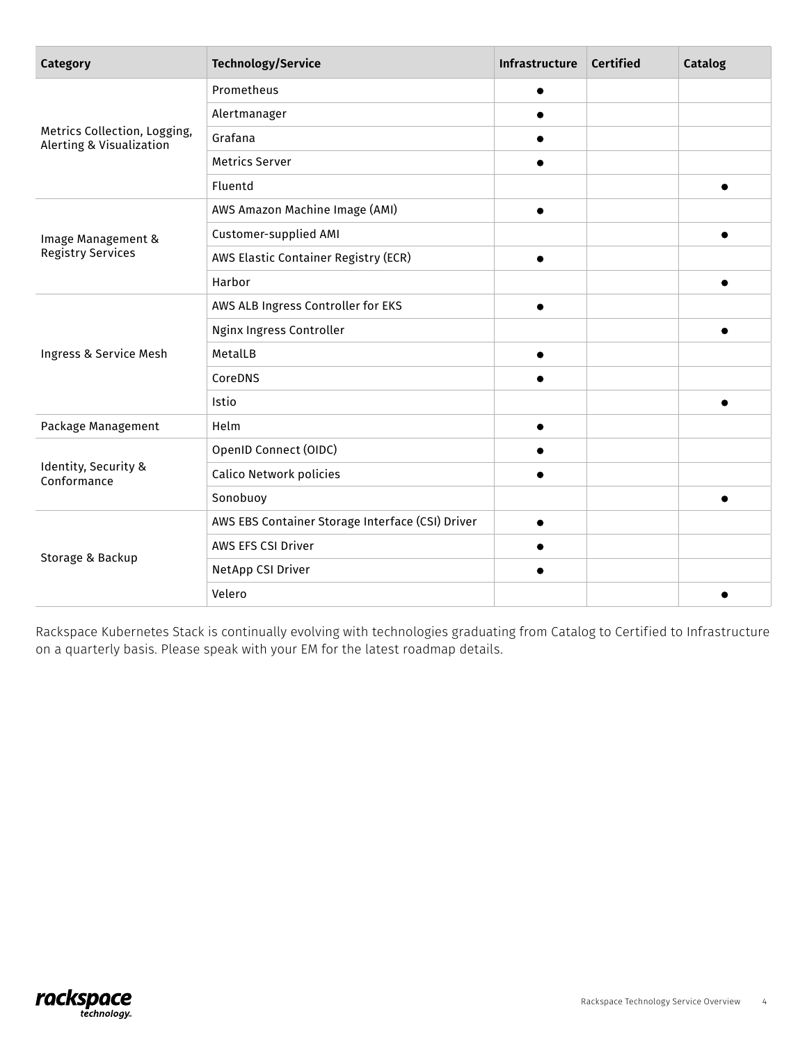| Category | Technology/Service | Infrastructure | Certified | Catalog |
|---|---|---|---|---|
| Metrics Collection, Logging, Alerting & Visualization | Prometheus | ● | | |
| | Alertmanager | ● | | |
| | Grafana | ● | | |
| | Metrics Server | ● | | |
| | Fluentd | | | ● |
| Image Management & Registry Services | AWS Amazon Machine Image (AMI) | ● | | |
| | Customer-supplied AMI | | | ● |
| | AWS Elastic Container Registry (ECR) | ● | | |
| | Harbor | | | ● |
| Ingress & Service Mesh | AWS ALB Ingress Controller for EKS | ● | | |
| | Nginx Ingress Controller | | | ● |
| | MetalLB | ● | | |
| | CoreDNS | ● | | |
| | Istio | | | ● |
| Package Management | Helm | ● | | |
| Identity, Security & Conformance | OpenID Connect (OIDC) | ● | | |
| | Calico Network policies | ● | | |
| | Sonobuoy | | | ● |
| Storage & Backup | AWS EBS Container Storage Interface (CSI) Driver | ● | | |
| | AWS EFS CSI Driver | ● | | |
| | NetApp CSI Driver | ● | | |
| | Velero | | | ● |

Rackspace Kubernetes Stack is continually evolving with technologies graduating from Catalog to Certified to Infrastructure on a quarterly basis. Please speak with your EM for the latest roadmap details.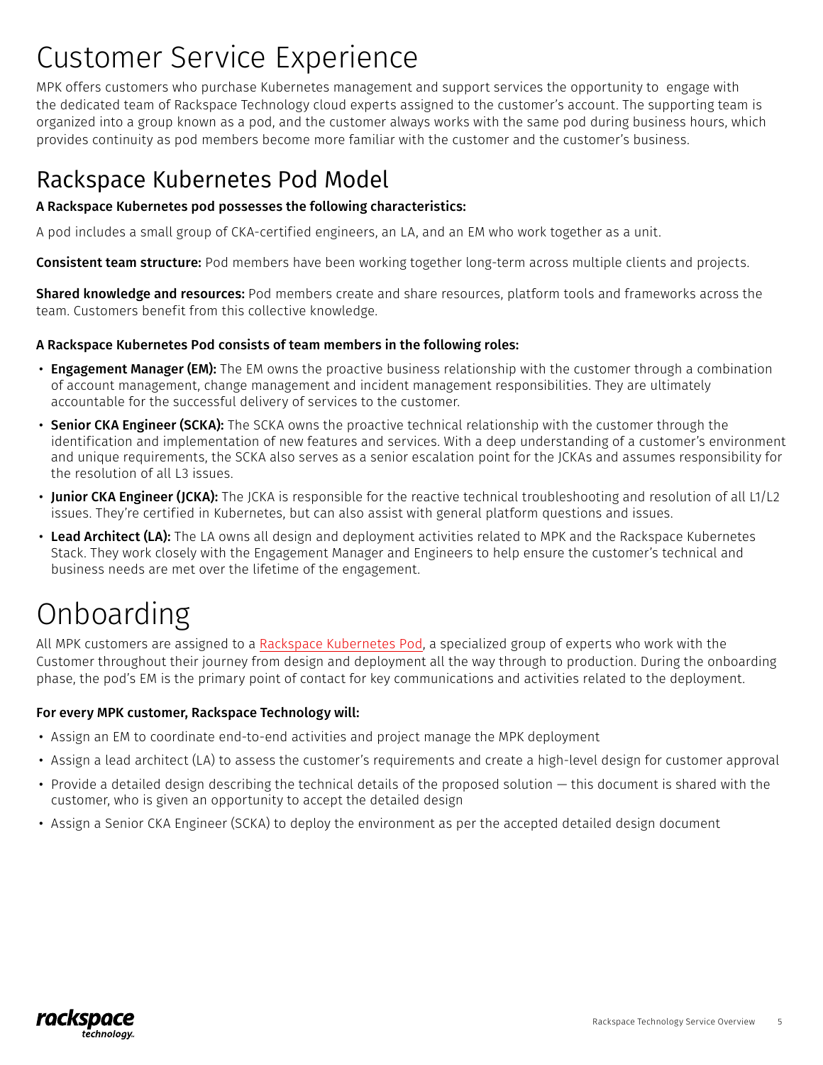# Customer Service Experience

MPK offers customers who purchase Kubernetes management and support services the opportunity to engage with the dedicated team of Rackspace Technology cloud experts assigned to the customer's account. The supporting team is organized into a group known as a pod, and the customer always works with the same pod during business hours, which provides continuity as pod members become more familiar with the customer and the customer's business.

## Rackspace Kubernetes Pod Model

**A Rackspace Kubernetes pod possesses the following characteristics:**

A pod includes a small group of CKA-certified engineers, an LA, and an EM who work together as a unit.

**Consistent team structure:** Pod members have been working together long-term across multiple clients and projects.

**Shared knowledge and resources:** Pod members create and share resources, platform tools and frameworks across the team. Customers benefit from this collective knowledge.

**A Rackspace Kubernetes Pod consists of team members in the following roles:**

- **Engagement Manager (EM):** The EM owns the proactive business relationship with the customer through a combination of account management, change management and incident management responsibilities. They are ultimately accountable for the successful delivery of services to the customer.
- **Senior CKA Engineer (SCKA):** The SCKA owns the proactive technical relationship with the customer through the identification and implementation of new features and services. With a deep understanding of a customer's environment and unique requirements, the SCKA also serves as a senior escalation point for the JCKAs and assumes responsibility for the resolution of all L3 issues.
- **Junior CKA Engineer (JCKA):** The JCKA is responsible for the reactive technical troubleshooting and resolution of all L1/L2 issues. They're certified in Kubernetes, but can also assist with general platform questions and issues.
- **Lead Architect (LA):** The LA owns all design and deployment activities related to MPK and the Rackspace Kubernetes Stack. They work closely with the Engagement Manager and Engineers to help ensure the customer's technical and business needs are met over the lifetime of the engagement.

# Onboarding

All MPK customers are assigned to a Rackspace Kubernetes Pod, a specialized group of experts who work with the Customer throughout their journey from design and deployment all the way through to production. During the onboarding phase, the pod's EM is the primary point of contact for key communications and activities related to the deployment.

**For every MPK customer, Rackspace Technology will:**

- Assign an EM to coordinate end-to-end activities and project manage the MPK deployment
- Assign a lead architect (LA) to assess the customer's requirements and create a high-level design for customer approval
- Provide a detailed design describing the technical details of the proposed solution — this document is shared with the customer, who is given an opportunity to accept the detailed design
- Assign a Senior CKA Engineer (SCKA) to deploy the environment as per the accepted detailed design document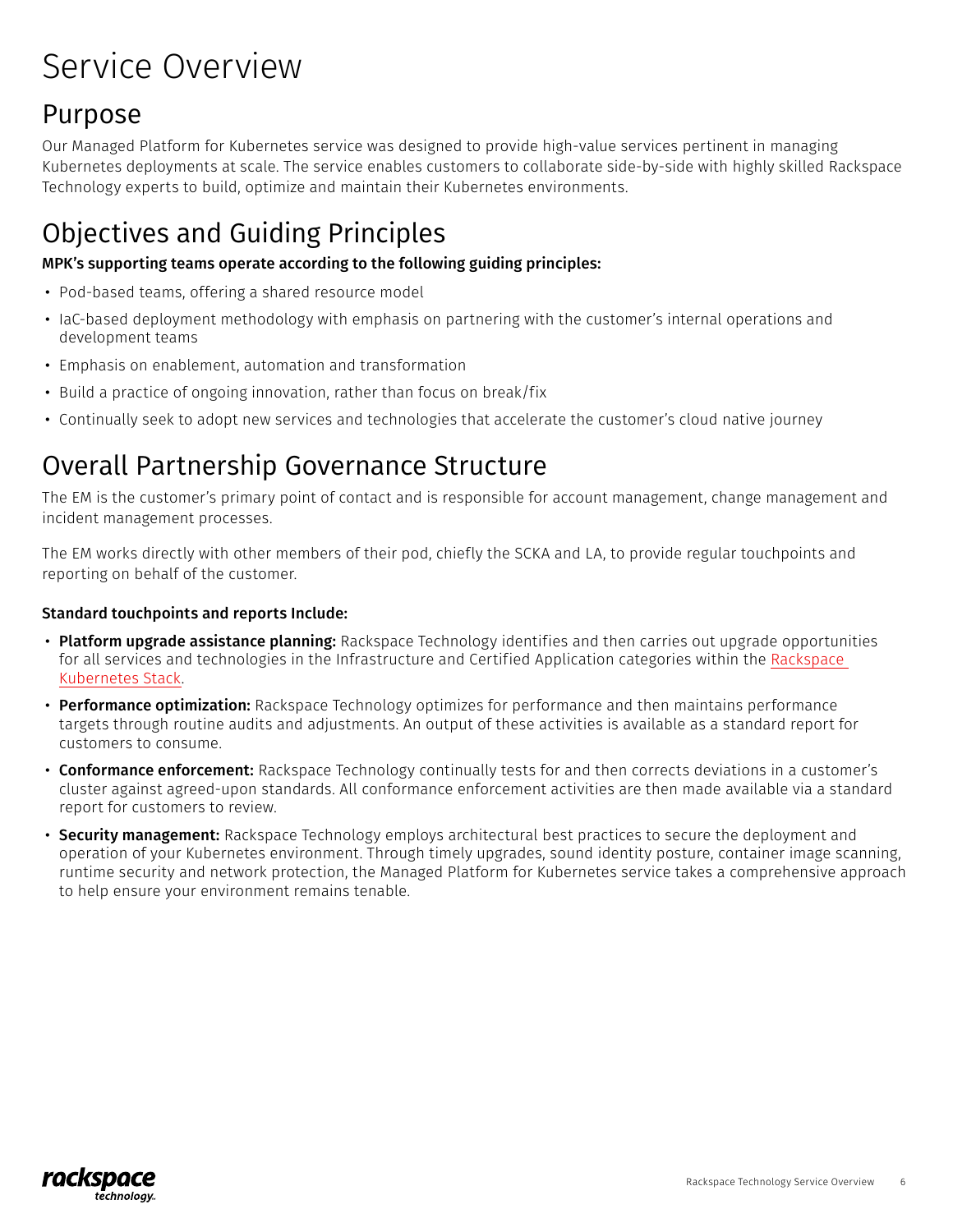# Service Overview

## Purpose

Our Managed Platform for Kubernetes service was designed to provide high-value services pertinent in managing Kubernetes deployments at scale. The service enables customers to collaborate side-by-side with highly skilled Rackspace Technology experts to build, optimize and maintain their Kubernetes environments.

## Objectives and Guiding Principles

**MPK's supporting teams operate according to the following guiding principles:**

- Pod-based teams, offering a shared resource model
- IaC-based deployment methodology with emphasis on partnering with the customer's internal operations and development teams
- Emphasis on enablement, automation and transformation
- Build a practice of ongoing innovation, rather than focus on break/fix
- Continually seek to adopt new services and technologies that accelerate the customer's cloud native journey

## Overall Partnership Governance Structure

The EM is the customer's primary point of contact and is responsible for account management, change management and incident management processes.

The EM works directly with other members of their pod, chiefly the SCKA and LA, to provide regular touchpoints and reporting on behalf of the customer.

**Standard touchpoints and reports Include:**

- **Platform upgrade assistance planning:** Rackspace Technology identifies and then carries out upgrade opportunities for all services and technologies in the Infrastructure and Certified Application categories within the Rackspace Kubernetes Stack.
- **Performance optimization:** Rackspace Technology optimizes for performance and then maintains performance targets through routine audits and adjustments. An output of these activities is available as a standard report for customers to consume.
- **Conformance enforcement:** Rackspace Technology continually tests for and then corrects deviations in a customer's cluster against agreed-upon standards. All conformance enforcement activities are then made available via a standard report for customers to review.
- **Security management:** Rackspace Technology employs architectural best practices to secure the deployment and operation of your Kubernetes environment. Through timely upgrades, sound identity posture, container image scanning, runtime security and network protection, the Managed Platform for Kubernetes service takes a comprehensive approach to help ensure your environment remains tenable.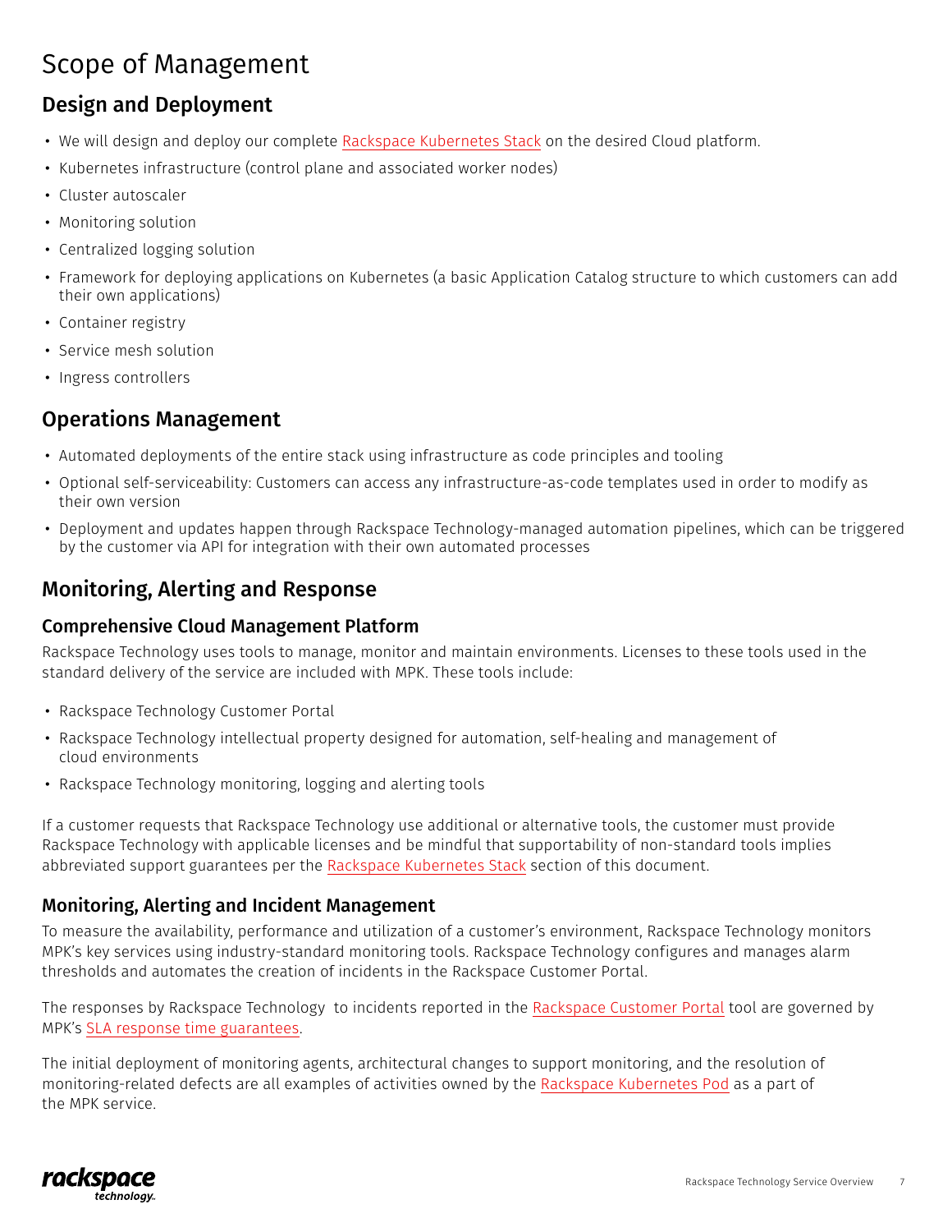# Scope of Management

## Design and Deployment

- We will design and deploy our complete Rackspace Kubernetes Stack on the desired Cloud platform.
- Kubernetes infrastructure (control plane and associated worker nodes)
- Cluster autoscaler
- Monitoring solution
- Centralized logging solution
- Framework for deploying applications on Kubernetes (a basic Application Catalog structure to which customers can add their own applications)
- Container registry
- Service mesh solution
- Ingress controllers

## Operations Management

- Automated deployments of the entire stack using infrastructure as code principles and tooling
- Optional self-serviceability: Customers can access any infrastructure-as-code templates used in order to modify as their own version
- Deployment and updates happen through Rackspace Technology-managed automation pipelines, which can be triggered by the customer via API for integration with their own automated processes

## Monitoring, Alerting and Response

### Comprehensive Cloud Management Platform

Rackspace Technology uses tools to manage, monitor and maintain environments. Licenses to these tools used in the standard delivery of the service are included with MPK. These tools include:

- Rackspace Technology Customer Portal
- Rackspace Technology intellectual property designed for automation, self-healing and management of cloud environments
- Rackspace Technology monitoring, logging and alerting tools

If a customer requests that Rackspace Technology use additional or alternative tools, the customer must provide Rackspace Technology with applicable licenses and be mindful that supportability of non-standard tools implies abbreviated support guarantees per the Rackspace Kubernetes Stack section of this document.

### Monitoring, Alerting and Incident Management

To measure the availability, performance and utilization of a customer's environment, Rackspace Technology monitors MPK's key services using industry-standard monitoring tools. Rackspace Technology configures and manages alarm thresholds and automates the creation of incidents in the Rackspace Customer Portal.

The responses by Rackspace Technology to incidents reported in the Rackspace Customer Portal tool are governed by MPK's SLA response time guarantees.

The initial deployment of monitoring agents, architectural changes to support monitoring, and the resolution of monitoring-related defects are all examples of activities owned by the Rackspace Kubernetes Pod as a part of the MPK service.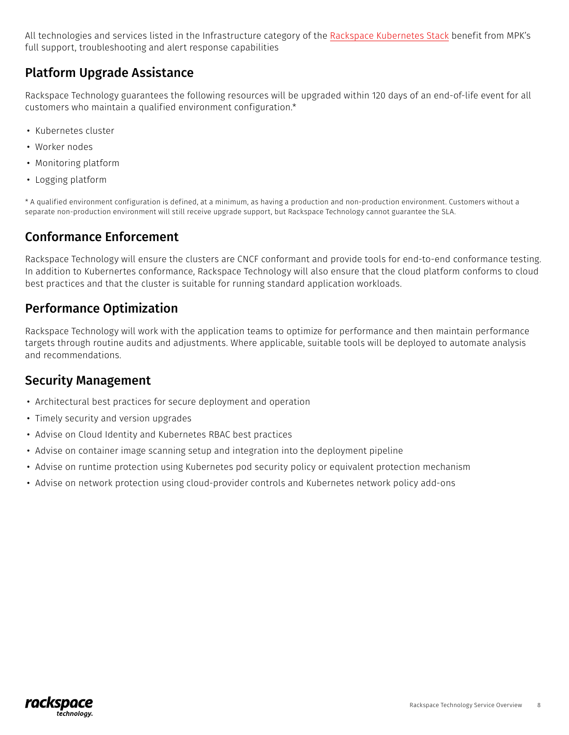All technologies and services listed in the Infrastructure category of the Rackspace Kubernetes Stack benefit from MPK's full support, troubleshooting and alert response capabilities

## Platform Upgrade Assistance

Rackspace Technology guarantees the following resources will be upgraded within 120 days of an end-of-life event for all customers who maintain a qualified environment configuration.*

- Kubernetes cluster
- Worker nodes
- Monitoring platform
- Logging platform

* A qualified environment configuration is defined, at a minimum, as having a production and non-production environment. Customers without a separate non-production environment will still receive upgrade support, but Rackspace Technology cannot guarantee the SLA.

## Conformance Enforcement

Rackspace Technology will ensure the clusters are CNCF conformant and provide tools for end-to-end conformance testing. In addition to Kubernertes conformance, Rackspace Technology will also ensure that the cloud platform conforms to cloud best practices and that the cluster is suitable for running standard application workloads.

## Performance Optimization

Rackspace Technology will work with the application teams to optimize for performance and then maintain performance targets through routine audits and adjustments. Where applicable, suitable tools will be deployed to automate analysis and recommendations.

## Security Management

- Architectural best practices for secure deployment and operation
- Timely security and version upgrades
- Advise on Cloud Identity and Kubernetes RBAC best practices
- Advise on container image scanning setup and integration into the deployment pipeline
- Advise on runtime protection using Kubernetes pod security policy or equivalent protection mechanism
- Advise on network protection using cloud-provider controls and Kubernetes network policy add-ons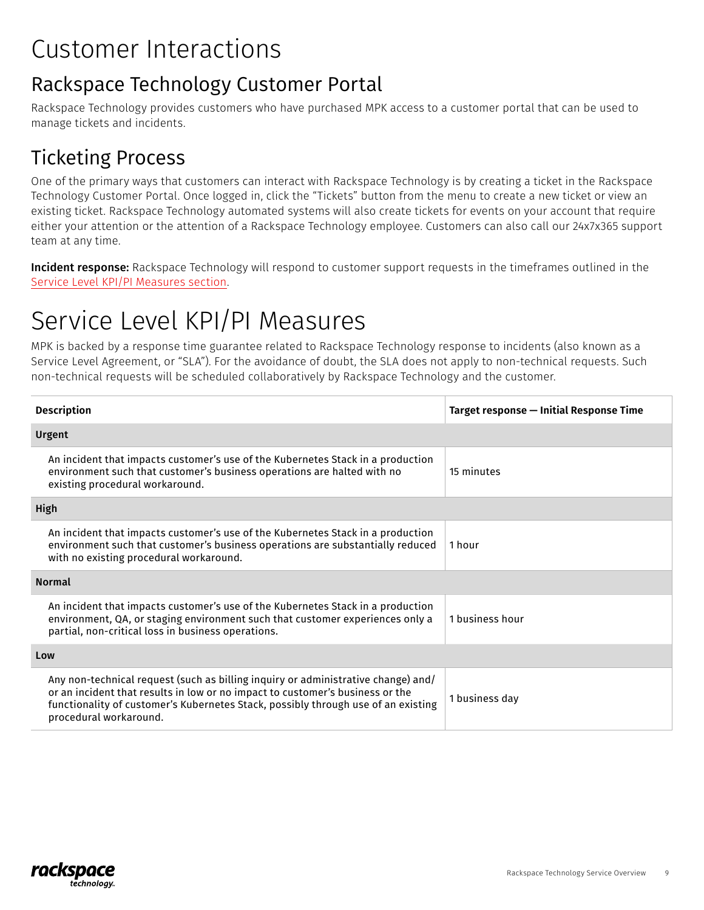# Customer Interactions

## Rackspace Technology Customer Portal

Rackspace Technology provides customers who have purchased MPK access to a customer portal that can be used to manage tickets and incidents.

## Ticketing Process

One of the primary ways that customers can interact with Rackspace Technology is by creating a ticket in the Rackspace Technology Customer Portal. Once logged in, click the "Tickets" button from the menu to create a new ticket or view an existing ticket. Rackspace Technology automated systems will also create tickets for events on your account that require either your attention or the attention of a Rackspace Technology employee. Customers can also call our 24x7x365 support team at any time.

**Incident response:** Rackspace Technology will respond to customer support requests in the timeframes outlined in the Service Level KPI/PI Measures section.

# Service Level KPI/PI Measures

MPK is backed by a response time guarantee related to Rackspace Technology response to incidents (also known as a Service Level Agreement, or "SLA"). For the avoidance of doubt, the SLA does not apply to non-technical requests. Such non-technical requests will be scheduled collaboratively by Rackspace Technology and the customer.

| Description | Target response — Initial Response Time |
|---|---|
| **Urgent** | |
| An incident that impacts customer's use of the Kubernetes Stack in a production environment such that customer's business operations are halted with no existing procedural workaround. | 15 minutes |
| **High** | |
| An incident that impacts customer's use of the Kubernetes Stack in a production environment such that customer's business operations are substantially reduced with no existing procedural workaround. | 1 hour |
| **Normal** | |
| An incident that impacts customer's use of the Kubernetes Stack in a production environment, QA, or staging environment such that customer experiences only a partial, non-critical loss in business operations. | 1 business hour |
| **Low** | |
| Any non-technical request (such as billing inquiry or administrative change) and/or an incident that results in low or no impact to customer's business or the functionality of customer's Kubernetes Stack, possibly through use of an existing procedural workaround. | 1 business day |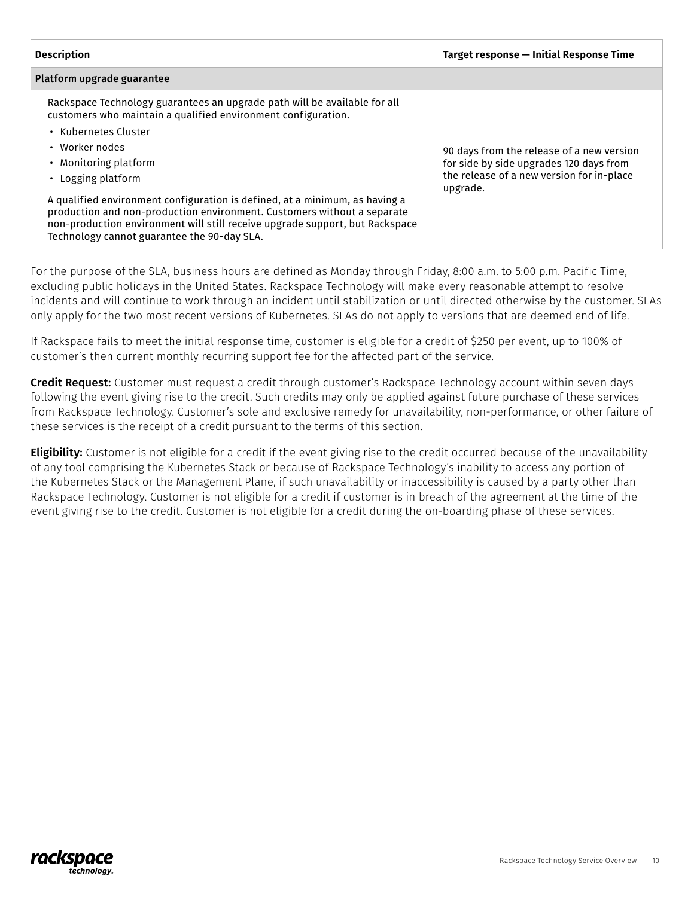| Description | Target response — Initial Response Time |
|---|---|
| **Platform upgrade guarantee** | |
| Rackspace Technology guarantees an upgrade path will be available for all customers who maintain a qualified environment configuration.<br>• Kubernetes Cluster<br>• Worker nodes<br>• Monitoring platform<br>• Logging platform<br><br>A qualified environment configuration is defined, at a minimum, as having a production and non-production environment. Customers without a separate non-production environment will still receive upgrade support, but Rackspace Technology cannot guarantee the 90-day SLA. | 90 days from the release of a new version for side by side upgrades 120 days from the release of a new version for in-place upgrade. |

For the purpose of the SLA, business hours are defined as Monday through Friday, 8:00 a.m. to 5:00 p.m. Pacific Time, excluding public holidays in the United States. Rackspace Technology will make every reasonable attempt to resolve incidents and will continue to work through an incident until stabilization or until directed otherwise by the customer. SLAs only apply for the two most recent versions of Kubernetes. SLAs do not apply to versions that are deemed end of life.

If Rackspace fails to meet the initial response time, customer is eligible for a credit of $250 per event, up to 100% of customer's then current monthly recurring support fee for the affected part of the service.

**Credit Request:** Customer must request a credit through customer's Rackspace Technology account within seven days following the event giving rise to the credit. Such credits may only be applied against future purchase of these services from Rackspace Technology. Customer's sole and exclusive remedy for unavailability, non-performance, or other failure of these services is the receipt of a credit pursuant to the terms of this section.

**Eligibility:** Customer is not eligible for a credit if the event giving rise to the credit occurred because of the unavailability of any tool comprising the Kubernetes Stack or because of Rackspace Technology's inability to access any portion of the Kubernetes Stack or the Management Plane, if such unavailability or inaccessibility is caused by a party other than Rackspace Technology. Customer is not eligible for a credit if customer is in breach of the agreement at the time of the event giving rise to the credit. Customer is not eligible for a credit during the on-boarding phase of these services.